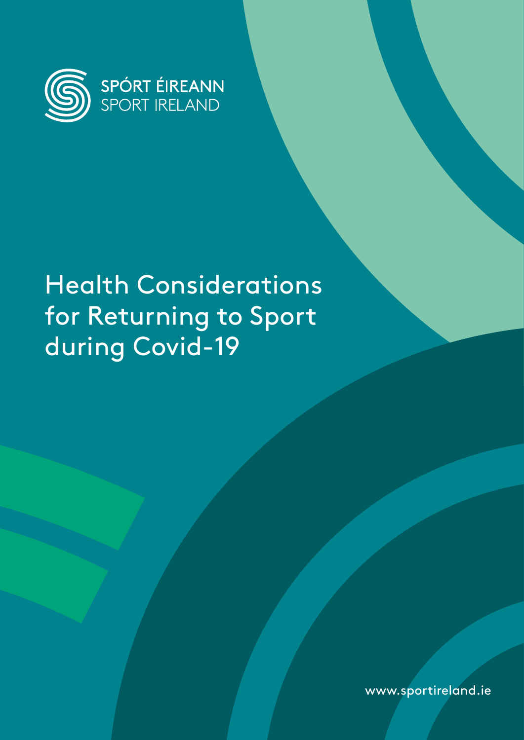SPÓRT ÉIREANN
SPORT IRELAND

# Health Considerations for Returning to Sport during Covid-19

www.sportireland.ie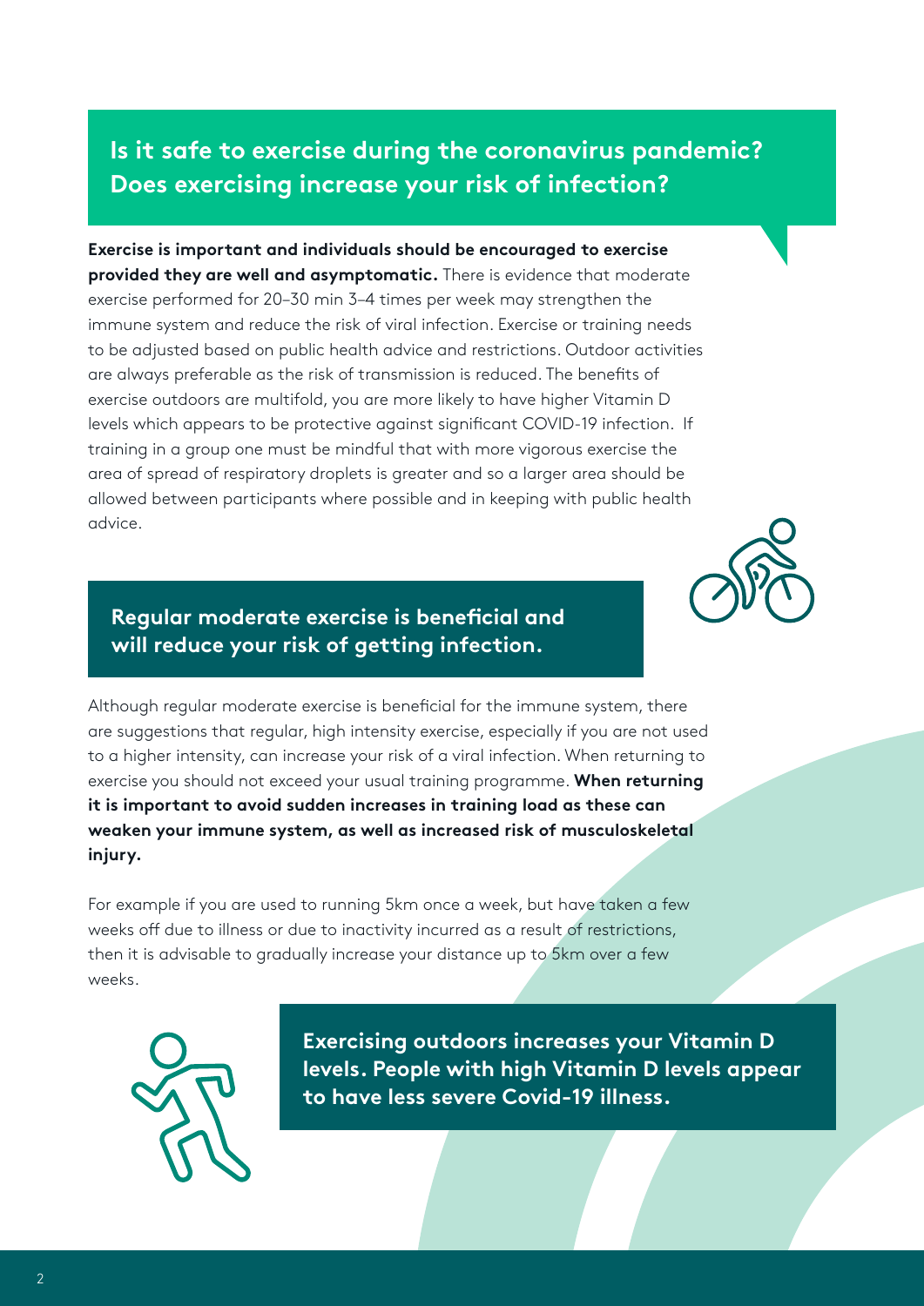## Is it safe to exercise during the coronavirus pandemic? Does exercising increase your risk of infection?

**Exercise is important and individuals should be encouraged to exercise provided they are well and asymptomatic.** There is evidence that moderate exercise performed for 20–30 min 3–4 times per week may strengthen the immune system and reduce the risk of viral infection. Exercise or training needs to be adjusted based on public health advice and restrictions. Outdoor activities are always preferable as the risk of transmission is reduced. The benefits of exercise outdoors are multifold, you are more likely to have higher Vitamin D levels which appears to be protective against significant COVID-19 infection. If training in a group one must be mindful that with more vigorous exercise the area of spread of respiratory droplets is greater and so a larger area should be allowed between participants where possible and in keeping with public health advice.

**Regular moderate exercise is beneficial and will reduce your risk of getting infection.**

Although regular moderate exercise is beneficial for the immune system, there are suggestions that regular, high intensity exercise, especially if you are not used to a higher intensity, can increase your risk of a viral infection. When returning to exercise you should not exceed your usual training programme. **When returning it is important to avoid sudden increases in training load as these can weaken your immune system, as well as increased risk of musculoskeletal injury.**

For example if you are used to running 5km once a week, but have taken a few weeks off due to illness or due to inactivity incurred as a result of restrictions, then it is advisable to gradually increase your distance up to 5km over a few weeks.

**Exercising outdoors increases your Vitamin D levels. People with high Vitamin D levels appear to have less severe Covid-19 illness.**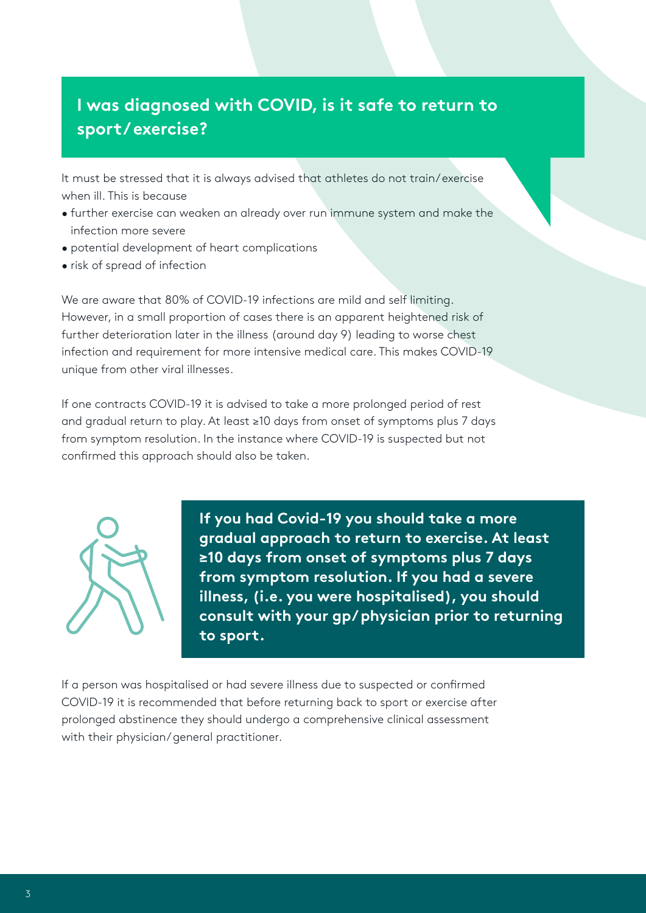## I was diagnosed with COVID, is it safe to return to sport/exercise?

It must be stressed that it is always advised that athletes do not train/exercise when ill. This is because

- further exercise can weaken an already over run immune system and make the infection more severe
- potential development of heart complications
- risk of spread of infection

We are aware that 80% of COVID-19 infections are mild and self limiting. However, in a small proportion of cases there is an apparent heightened risk of further deterioration later in the illness (around day 9) leading to worse chest infection and requirement for more intensive medical care. This makes COVID-19 unique from other viral illnesses.

If one contracts COVID-19 it is advised to take a more prolonged period of rest and gradual return to play. At least ≥10 days from onset of symptoms plus 7 days from symptom resolution. In the instance where COVID-19 is suspected but not confirmed this approach should also be taken.

**If you had Covid-19 you should take a more gradual approach to return to exercise. At least ≥10 days from onset of symptoms plus 7 days from symptom resolution. If you had a severe illness, (i.e. you were hospitalised), you should consult with your gp/physician prior to returning to sport.**

If a person was hospitalised or had severe illness due to suspected or confirmed COVID-19 it is recommended that before returning back to sport or exercise after prolonged abstinence they should undergo a comprehensive clinical assessment with their physician/general practitioner.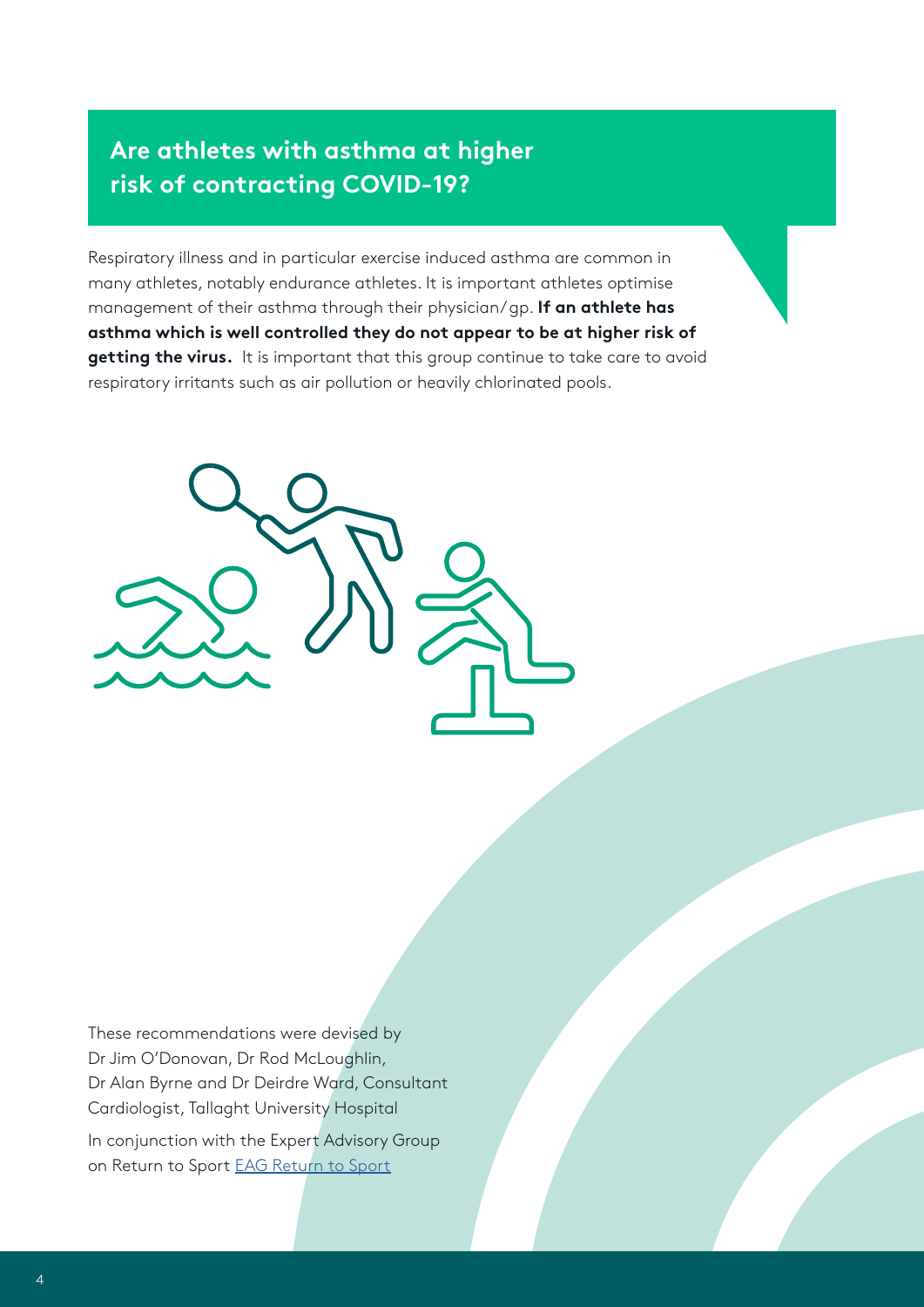## Are athletes with asthma at higher risk of contracting COVID-19?

Respiratory illness and in particular exercise induced asthma are common in many athletes, notably endurance athletes. It is important athletes optimise management of their asthma through their physician/gp. **If an athlete has asthma which is well controlled they do not appear to be at higher risk of getting the virus.** It is important that this group continue to take care to avoid respiratory irritants such as air pollution or heavily chlorinated pools.

These recommendations were devised by Dr Jim O'Donovan, Dr Rod McLoughlin, Dr Alan Byrne and Dr Deirdre Ward, Consultant Cardiologist, Tallaght University Hospital

In conjunction with the Expert Advisory Group on Return to Sport [EAG Return to Sport]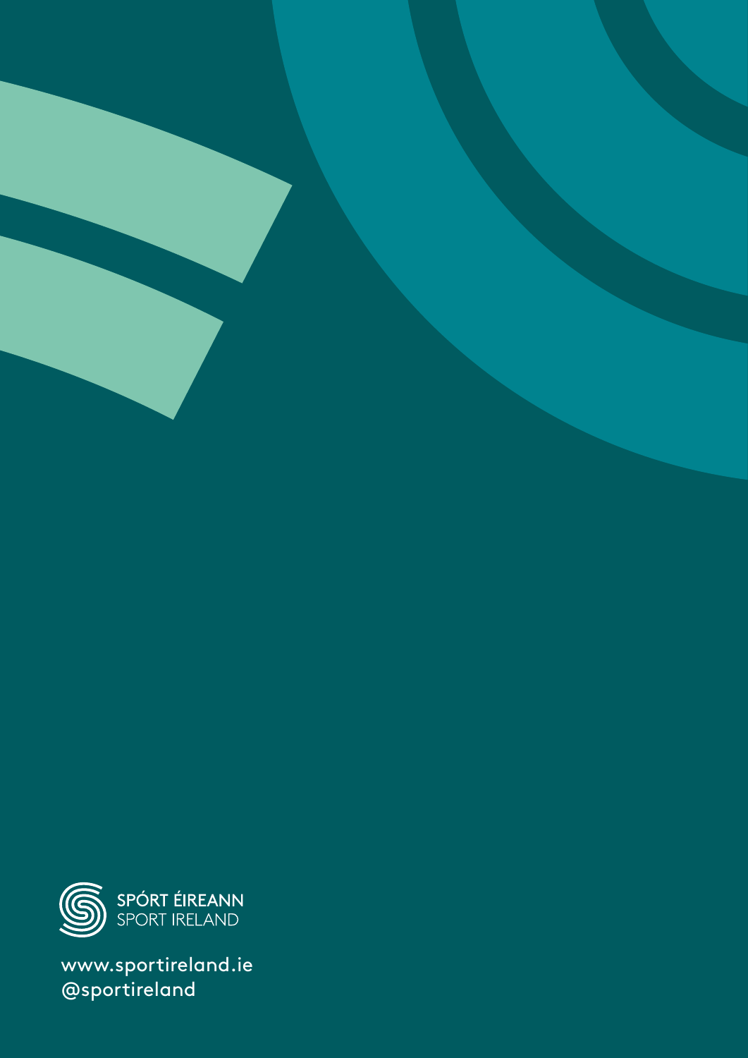SPÓRT ÉIREANN
SPORT IRELAND

www.sportireland.ie
@sportireland